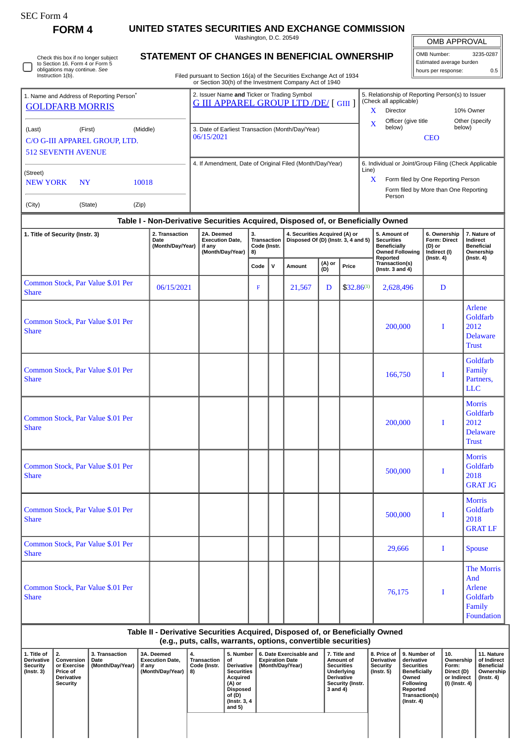SEC Form 4

**FORM 4**

# UNITED STATES SECURITIES AND EXCHANGE COMMISSION

Washington, D.C. 20549

## STATEMENT OF CHANGES IN BENEFICIAL OWNERSHIP

Check this box if no longer subject to Section 16. Form 4 or Form 5 obligations may continue. *See* Instruction 1(b).

Filed pursuant to Section 16(a) of the Securities Exchange Act of 1934 or Section 30(h) of the Investment Company Act of 1940

| OMB APPROVAL | |
|---|---|
| OMB Number: | 3235-0287 |
| Estimated average burden | |
| hours per response: | 0.5 |

1. Name and Address of Reporting Person*
GOLDFARB MORRIS

(Last) (First) (Middle)
C/O G-III APPAREL GROUP, LTD.
512 SEVENTH AVENUE

(Street)
NEW YORK NY 10018

(City) (State) (Zip)

2. Issuer Name **and** Ticker or Trading Symbol
G III APPAREL GROUP LTD /DE/ [ GIII ]

3. Date of Earliest Transaction (Month/Day/Year)
06/15/2021

4. If Amendment, Date of Original Filed (Month/Day/Year)

5. Relationship of Reporting Person(s) to Issuer (Check all applicable)
X Director
10% Owner
X Officer (give title below)
Other (specify below)
CEO

6. Individual or Joint/Group Filing (Check Applicable Line)
X Form filed by One Reporting Person
Form filed by More than One Reporting Person

### Table I - Non-Derivative Securities Acquired, Disposed of, or Beneficially Owned

| 1. Title of Security (Instr. 3) | 2. Transaction Date (Month/Day/Year) | 2A. Deemed Execution Date, if any (Month/Day/Year) | 3. Transaction Code (Instr. 8) | | 4. Securities Acquired (A) or Disposed Of (D) (Instr. 3, 4 and 5) | | | 5. Amount of Securities Beneficially Owned Following Reported Transaction(s) (Instr. 3 and 4) | 6. Ownership Form: Direct (D) or Indirect (I) (Instr. 4) | 7. Nature of Indirect Beneficial Ownership (Instr. 4) |
|---|---|---|---|---|---|---|---|---|---|---|
| | | | Code | V | Amount | (A) or (D) | Price | | | |
| Common Stock, Par Value $.01 Per Share | 06/15/2021 | | F | | 21,567 | D | $32.86[1] | 2,628,496 | D | |
| Common Stock, Par Value $.01 Per Share | | | | | | | | 200,000 | I | Arlene Goldfarb 2012 Delaware Trust |
| Common Stock, Par Value $.01 Per Share | | | | | | | | 166,750 | I | Goldfarb Family Partners, LLC |
| Common Stock, Par Value $.01 Per Share | | | | | | | | 200,000 | I | Morris Goldfarb 2012 Delaware Trust |
| Common Stock, Par Value $.01 Per Share | | | | | | | | 500,000 | I | Morris Goldfarb 2018 GRAT JG |
| Common Stock, Par Value $.01 Per Share | | | | | | | | 500,000 | I | Morris Goldfarb 2018 GRAT LF |
| Common Stock, Par Value $.01 Per Share | | | | | | | | 29,666 | I | Spouse |
| Common Stock, Par Value $.01 Per Share | | | | | | | | 76,175 | I | The Morris And Arlene Goldfarb Family Foundation |

### Table II - Derivative Securities Acquired, Disposed of, or Beneficially Owned (e.g., puts, calls, warrants, options, convertible securities)

| 1. Title of Derivative Security (Instr. 3) | 2. Conversion or Exercise Price of Derivative Security | 3. Transaction Date (Month/Day/Year) | 3A. Deemed Execution Date, if any (Month/Day/Year) | 4. Transaction Code (Instr. 8) | 5. Number of Derivative Securities Acquired (A) or Disposed of (D) (Instr. 3, 4 and 5) | 6. Date Exercisable and Expiration Date (Month/Day/Year) | 7. Title and Amount of Securities Underlying Derivative Security (Instr. 3 and 4) | 8. Price of Derivative Security (Instr. 5) | 9. Number of derivative Securities Beneficially Owned Following Reported Transaction(s) (Instr. 4) | 10. Ownership Form: Direct (D) or Indirect (I) (Instr. 4) | 11. Nature of Indirect Beneficial Ownership (Instr. 4) |
|---|---|---|---|---|---|---|---|---|---|---|---|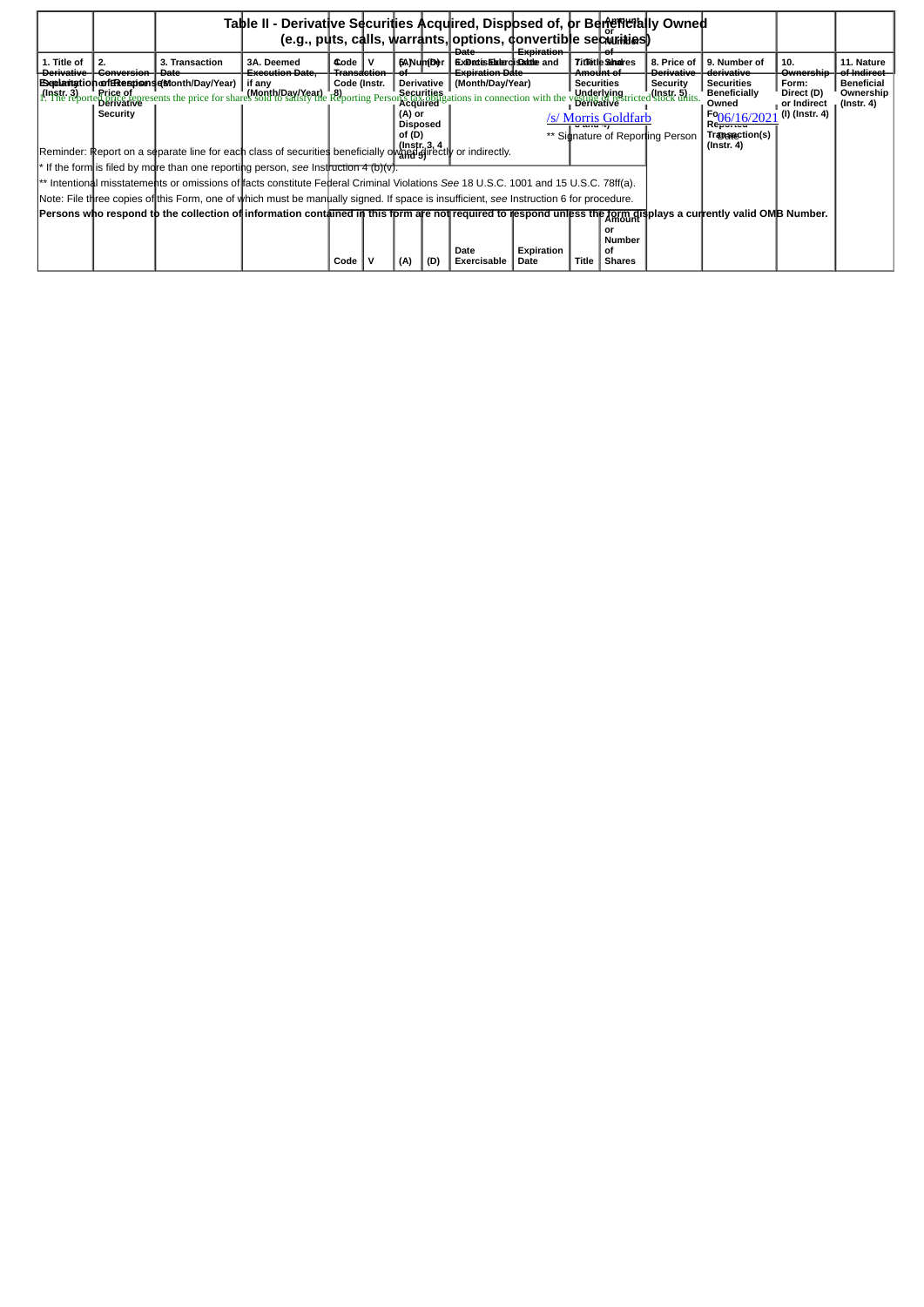# Table II - Derivative Securities Acquired, Disposed of, or Beneficially Owned
## (e.g., puts, calls, warrants, options, convertible securities)

| 1. Title of Derivative Security (Instr. 3) | 2. Conversion or Exercise Price of Derivative Security | 3. Transaction Date (Month/Day/Year) | 3A. Deemed Execution Date, if any (Month/Day/Year) | 4. Transaction Code (Instr. 8) | | 5. Number of Derivative Securities Acquired (A) or Disposed of (D) (Instr. 3, 4 and 5) | | 6. Date Exercisable and Expiration Date (Month/Day/Year) | | 7. Title and Amount of Securities Underlying Derivative Security (Instr. 3 and 4) | | 8. Price of Derivative Security (Instr. 5) | 9. Number of derivative Securities Beneficially Owned Following Reported Transaction(s) (Instr. 4) | 10. Ownership Form: Direct (D) or Indirect (I) (Instr. 4) | 11. Nature of Indirect Beneficial Ownership (Instr. 4) |
|---|---|---|---|---|---|---|---|---|---|---|---|---|---|---|---|
| | | | | Code | V | (A) | (D) | Date Exercisable | Expiration Date | Title | Amount or Number of Shares | | | | |

**Explanation of Responses:**

1. The reported price represents the price for shares sold to satisfy the Reporting Person's tax obligations in connection with the vesting of restricted stock units.

/s/ Morris Goldfarb — 06/16/2021

** Signature of Reporting Person — Date

Reminder: Report on a separate line for each class of securities beneficially owned directly or indirectly.

* If the form is filed by more than one reporting person, *see* Instruction 4 (b)(v).

** Intentional misstatements or omissions of facts constitute Federal Criminal Violations *See* 18 U.S.C. 1001 and 15 U.S.C. 78ff(a).

Note: File three copies of this Form, one of which must be manually signed. If space is insufficient, *see* Instruction 6 for procedure.

**Persons who respond to the collection of information contained in this form are not required to respond unless the form displays a currently valid OMB Number.**